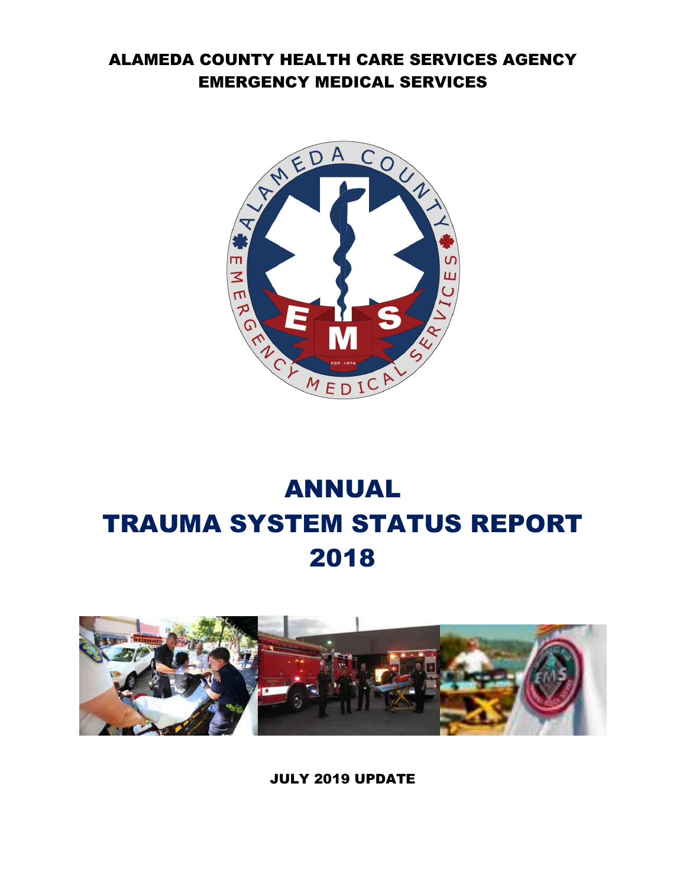ALAMEDA COUNTY HEALTH CARE SERVICES AGENCY
EMERGENCY MEDICAL SERVICES

# ANNUAL
# TRAUMA SYSTEM STATUS REPORT
# 2018

JULY 2019 UPDATE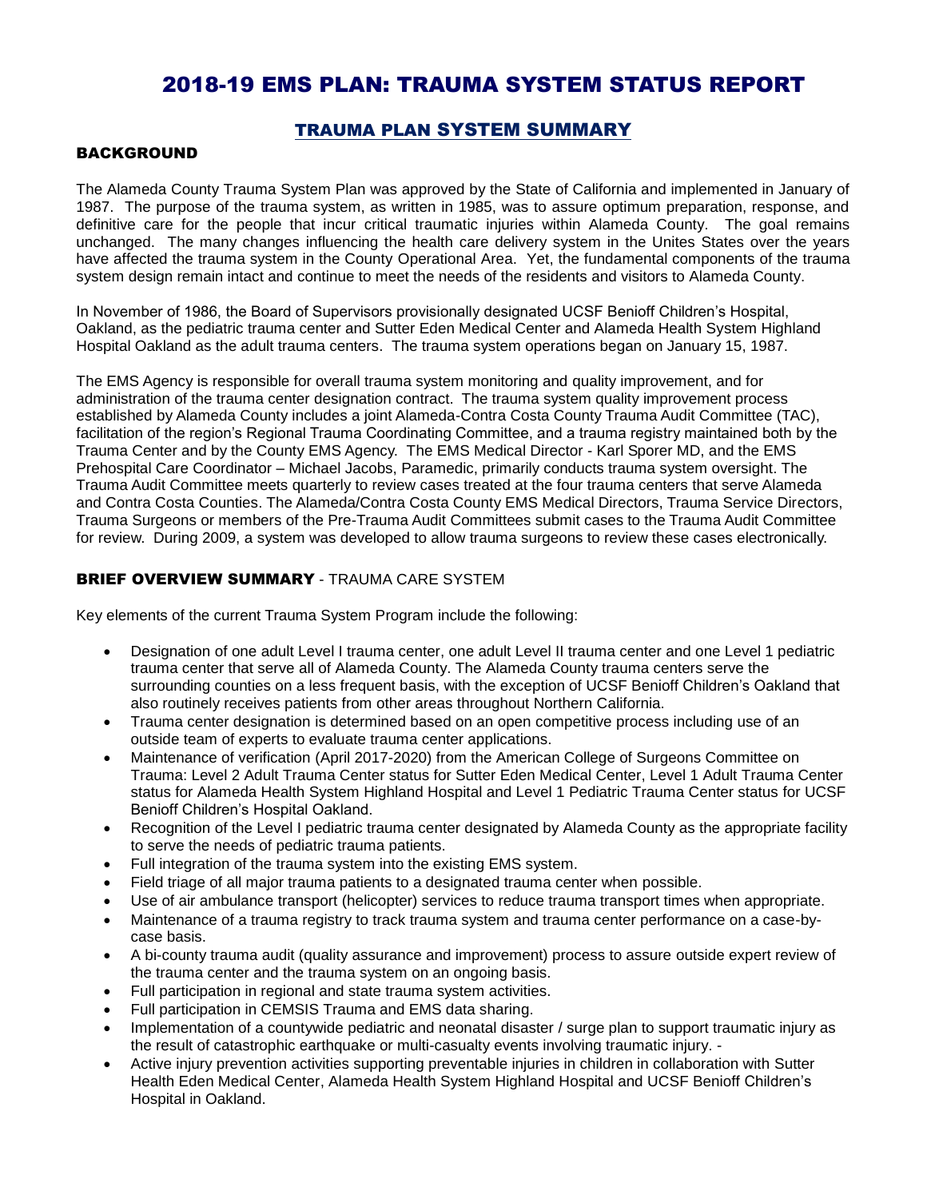# 2018-19 EMS PLAN: TRAUMA SYSTEM STATUS REPORT

## TRAUMA PLAN SYSTEM SUMMARY

### BACKGROUND

The Alameda County Trauma System Plan was approved by the State of California and implemented in January of 1987. The purpose of the trauma system, as written in 1985, was to assure optimum preparation, response, and definitive care for the people that incur critical traumatic injuries within Alameda County. The goal remains unchanged. The many changes influencing the health care delivery system in the Unites States over the years have affected the trauma system in the County Operational Area. Yet, the fundamental components of the trauma system design remain intact and continue to meet the needs of the residents and visitors to Alameda County.

In November of 1986, the Board of Supervisors provisionally designated UCSF Benioff Children's Hospital, Oakland, as the pediatric trauma center and Sutter Eden Medical Center and Alameda Health System Highland Hospital Oakland as the adult trauma centers. The trauma system operations began on January 15, 1987.

The EMS Agency is responsible for overall trauma system monitoring and quality improvement, and for administration of the trauma center designation contract. The trauma system quality improvement process established by Alameda County includes a joint Alameda-Contra Costa County Trauma Audit Committee (TAC), facilitation of the region's Regional Trauma Coordinating Committee, and a trauma registry maintained both by the Trauma Center and by the County EMS Agency. The EMS Medical Director - Karl Sporer MD, and the EMS Prehospital Care Coordinator – Michael Jacobs, Paramedic, primarily conducts trauma system oversight. The Trauma Audit Committee meets quarterly to review cases treated at the four trauma centers that serve Alameda and Contra Costa Counties. The Alameda/Contra Costa County EMS Medical Directors, Trauma Service Directors, Trauma Surgeons or members of the Pre-Trauma Audit Committees submit cases to the Trauma Audit Committee for review. During 2009, a system was developed to allow trauma surgeons to review these cases electronically.

### BRIEF OVERVIEW SUMMARY - TRAUMA CARE SYSTEM

Key elements of the current Trauma System Program include the following:

- Designation of one adult Level I trauma center, one adult Level II trauma center and one Level 1 pediatric trauma center that serve all of Alameda County. The Alameda County trauma centers serve the surrounding counties on a less frequent basis, with the exception of UCSF Benioff Children's Oakland that also routinely receives patients from other areas throughout Northern California.
- Trauma center designation is determined based on an open competitive process including use of an outside team of experts to evaluate trauma center applications.
- Maintenance of verification (April 2017-2020) from the American College of Surgeons Committee on Trauma: Level 2 Adult Trauma Center status for Sutter Eden Medical Center, Level 1 Adult Trauma Center status for Alameda Health System Highland Hospital and Level 1 Pediatric Trauma Center status for UCSF Benioff Children's Hospital Oakland.
- Recognition of the Level I pediatric trauma center designated by Alameda County as the appropriate facility to serve the needs of pediatric trauma patients.
- Full integration of the trauma system into the existing EMS system.
- Field triage of all major trauma patients to a designated trauma center when possible.
- Use of air ambulance transport (helicopter) services to reduce trauma transport times when appropriate.
- Maintenance of a trauma registry to track trauma system and trauma center performance on a case-by-case basis.
- A bi-county trauma audit (quality assurance and improvement) process to assure outside expert review of the trauma center and the trauma system on an ongoing basis.
- Full participation in regional and state trauma system activities.
- Full participation in CEMSIS Trauma and EMS data sharing.
- Implementation of a countywide pediatric and neonatal disaster / surge plan to support traumatic injury as the result of catastrophic earthquake or multi-casualty events involving traumatic injury. -
- Active injury prevention activities supporting preventable injuries in children in collaboration with Sutter Health Eden Medical Center, Alameda Health System Highland Hospital and UCSF Benioff Children's Hospital in Oakland.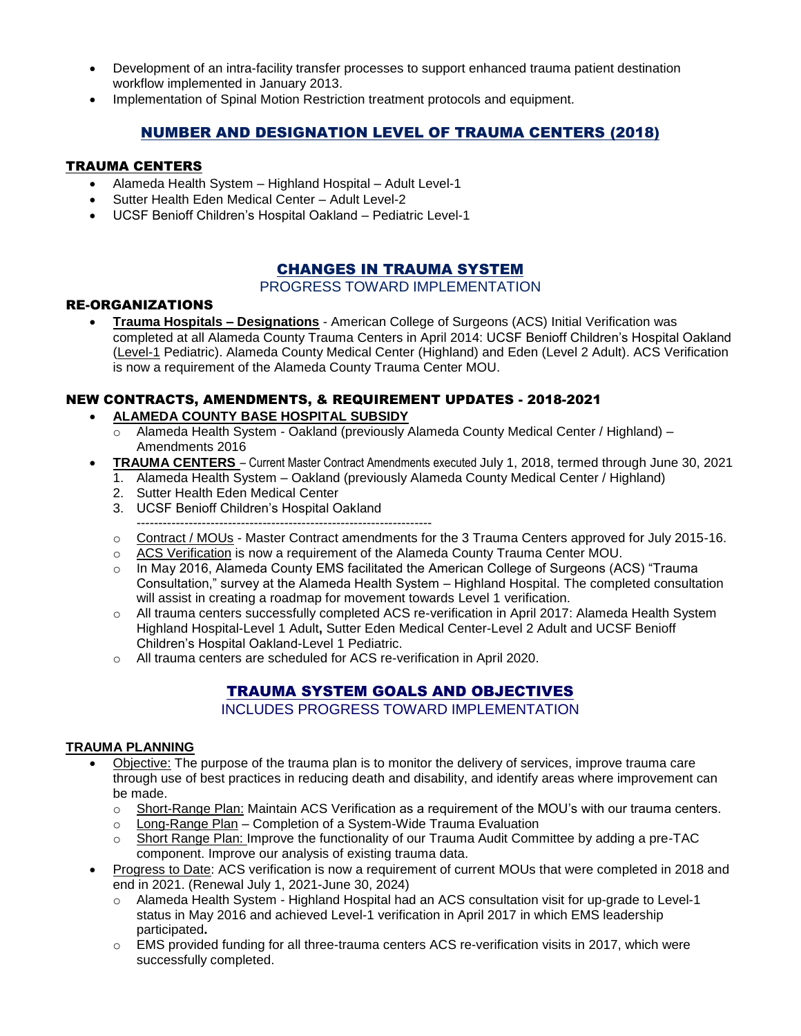- Development of an intra-facility transfer processes to support enhanced trauma patient destination workflow implemented in January 2013.
- Implementation of Spinal Motion Restriction treatment protocols and equipment.

## NUMBER AND DESIGNATION LEVEL OF TRAUMA CENTERS (2018)

### TRAUMA CENTERS

- Alameda Health System – Highland Hospital – Adult Level-1
- Sutter Health Eden Medical Center – Adult Level-2
- UCSF Benioff Children's Hospital Oakland – Pediatric Level-1

## CHANGES IN TRAUMA SYSTEM

PROGRESS TOWARD IMPLEMENTATION

### RE-ORGANIZATIONS

- **Trauma Hospitals – Designations** - American College of Surgeons (ACS) Initial Verification was completed at all Alameda County Trauma Centers in April 2014: UCSF Benioff Children's Hospital Oakland (Level-1 Pediatric). Alameda County Medical Center (Highland) and Eden (Level 2 Adult). ACS Verification is now a requirement of the Alameda County Trauma Center MOU.

### NEW CONTRACTS, AMENDMENTS, & REQUIREMENT UPDATES - 2018-2021

- **ALAMEDA COUNTY BASE HOSPITAL SUBSIDY**
  - Alameda Health System - Oakland (previously Alameda County Medical Center / Highland) – Amendments 2016
- **TRAUMA CENTERS** – Current Master Contract Amendments executed July 1, 2018, termed through June 30, 2021
  1. Alameda Health System – Oakland (previously Alameda County Medical Center / Highland)
  2. Sutter Health Eden Medical Center
  3. UCSF Benioff Children's Hospital Oakland

  ---------------------------------------------------------------------
  - Contract / MOUs - Master Contract amendments for the 3 Trauma Centers approved for July 2015-16.
  - ACS Verification is now a requirement of the Alameda County Trauma Center MOU.
  - In May 2016, Alameda County EMS facilitated the American College of Surgeons (ACS) "Trauma Consultation," survey at the Alameda Health System – Highland Hospital. The completed consultation will assist in creating a roadmap for movement towards Level 1 verification.
  - All trauma centers successfully completed ACS re-verification in April 2017: Alameda Health System Highland Hospital-Level 1 Adult**,** Sutter Eden Medical Center-Level 2 Adult and UCSF Benioff Children's Hospital Oakland-Level 1 Pediatric.
  - All trauma centers are scheduled for ACS re-verification in April 2020.

## TRAUMA SYSTEM GOALS AND OBJECTIVES

INCLUDES PROGRESS TOWARD IMPLEMENTATION

### TRAUMA PLANNING

- Objective: The purpose of the trauma plan is to monitor the delivery of services, improve trauma care through use of best practices in reducing death and disability, and identify areas where improvement can be made.
  - Short-Range Plan: Maintain ACS Verification as a requirement of the MOU's with our trauma centers.
  - Long-Range Plan – Completion of a System-Wide Trauma Evaluation
  - Short Range Plan: Improve the functionality of our Trauma Audit Committee by adding a pre-TAC component. Improve our analysis of existing trauma data.
- Progress to Date: ACS verification is now a requirement of current MOUs that were completed in 2018 and end in 2021. (Renewal July 1, 2021-June 30, 2024)
  - Alameda Health System - Highland Hospital had an ACS consultation visit for up-grade to Level-1 status in May 2016 and achieved Level-1 verification in April 2017 in which EMS leadership participated**.**
  - EMS provided funding for all three-trauma centers ACS re-verification visits in 2017, which were successfully completed.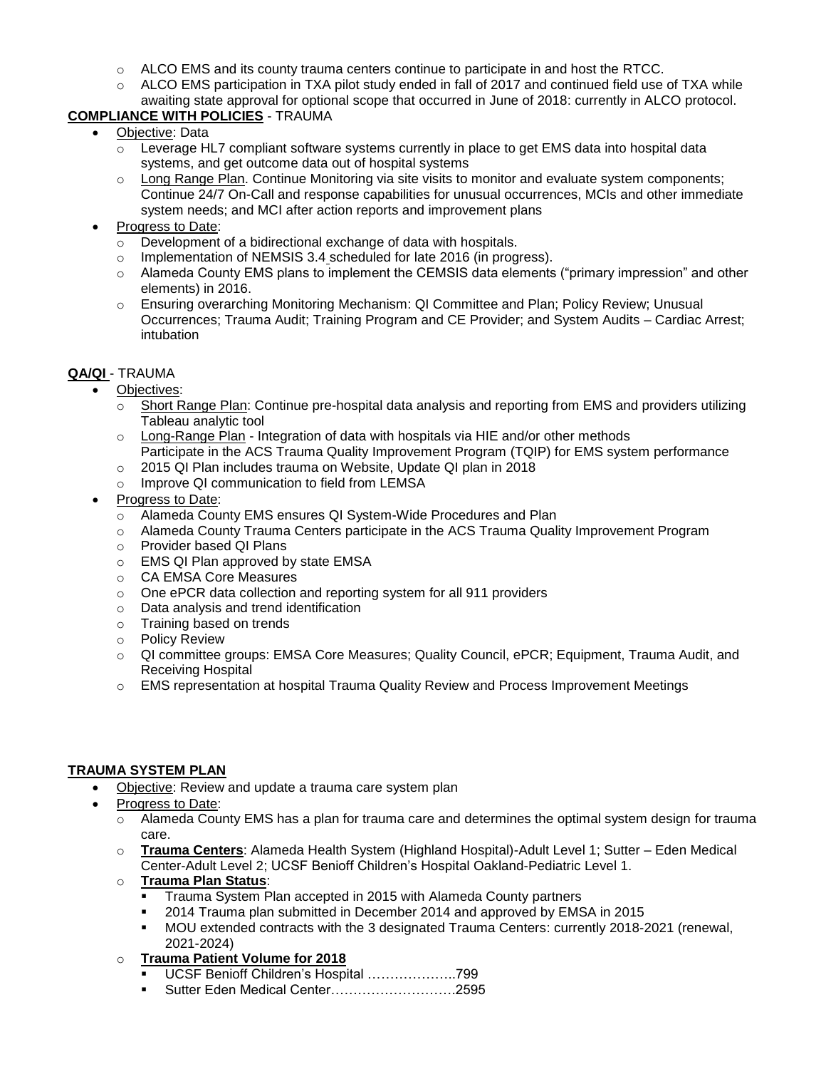- ALCO EMS and its county trauma centers continue to participate in and host the RTCC.
- ALCO EMS participation in TXA pilot study ended in fall of 2017 and continued field use of TXA while awaiting state approval for optional scope that occurred in June of 2018: currently in ALCO protocol.

**COMPLIANCE WITH POLICIES** - TRAUMA

- Objective: Data
  - Leverage HL7 compliant software systems currently in place to get EMS data into hospital data systems, and get outcome data out of hospital systems
  - Long Range Plan. Continue Monitoring via site visits to monitor and evaluate system components; Continue 24/7 On-Call and response capabilities for unusual occurrences, MCIs and other immediate system needs; and MCI after action reports and improvement plans
- Progress to Date:
  - Development of a bidirectional exchange of data with hospitals.
  - Implementation of NEMSIS 3.4 scheduled for late 2016 (in progress).
  - Alameda County EMS plans to implement the CEMSIS data elements ("primary impression" and other elements) in 2016.
  - Ensuring overarching Monitoring Mechanism: QI Committee and Plan; Policy Review; Unusual Occurrences; Trauma Audit; Training Program and CE Provider; and System Audits – Cardiac Arrest; intubation

**QA/QI** - TRAUMA

- Objectives:
  - Short Range Plan: Continue pre-hospital data analysis and reporting from EMS and providers utilizing Tableau analytic tool
  - Long-Range Plan - Integration of data with hospitals via HIE and/or other methods
    Participate in the ACS Trauma Quality Improvement Program (TQIP) for EMS system performance
  - 2015 QI Plan includes trauma on Website, Update QI plan in 2018
  - Improve QI communication to field from LEMSA
- Progress to Date:
  - Alameda County EMS ensures QI System-Wide Procedures and Plan
  - Alameda County Trauma Centers participate in the ACS Trauma Quality Improvement Program
  - Provider based QI Plans
  - EMS QI Plan approved by state EMSA
  - CA EMSA Core Measures
  - One ePCR data collection and reporting system for all 911 providers
  - Data analysis and trend identification
  - Training based on trends
  - Policy Review
  - QI committee groups: EMSA Core Measures; Quality Council, ePCR; Equipment, Trauma Audit, and Receiving Hospital
  - EMS representation at hospital Trauma Quality Review and Process Improvement Meetings

**TRAUMA SYSTEM PLAN**

- Objective: Review and update a trauma care system plan
- Progress to Date:
  - Alameda County EMS has a plan for trauma care and determines the optimal system design for trauma care.
  - **Trauma Centers**: Alameda Health System (Highland Hospital)-Adult Level 1; Sutter – Eden Medical Center-Adult Level 2; UCSF Benioff Children's Hospital Oakland-Pediatric Level 1.
  - **Trauma Plan Status**:
    - Trauma System Plan accepted in 2015 with Alameda County partners
    - 2014 Trauma plan submitted in December 2014 and approved by EMSA in 2015
    - MOU extended contracts with the 3 designated Trauma Centers: currently 2018-2021 (renewal, 2021-2024)
  - **Trauma Patient Volume for 2018**
    - UCSF Benioff Children's Hospital ………………..799
    - Sutter Eden Medical Center……………………….2595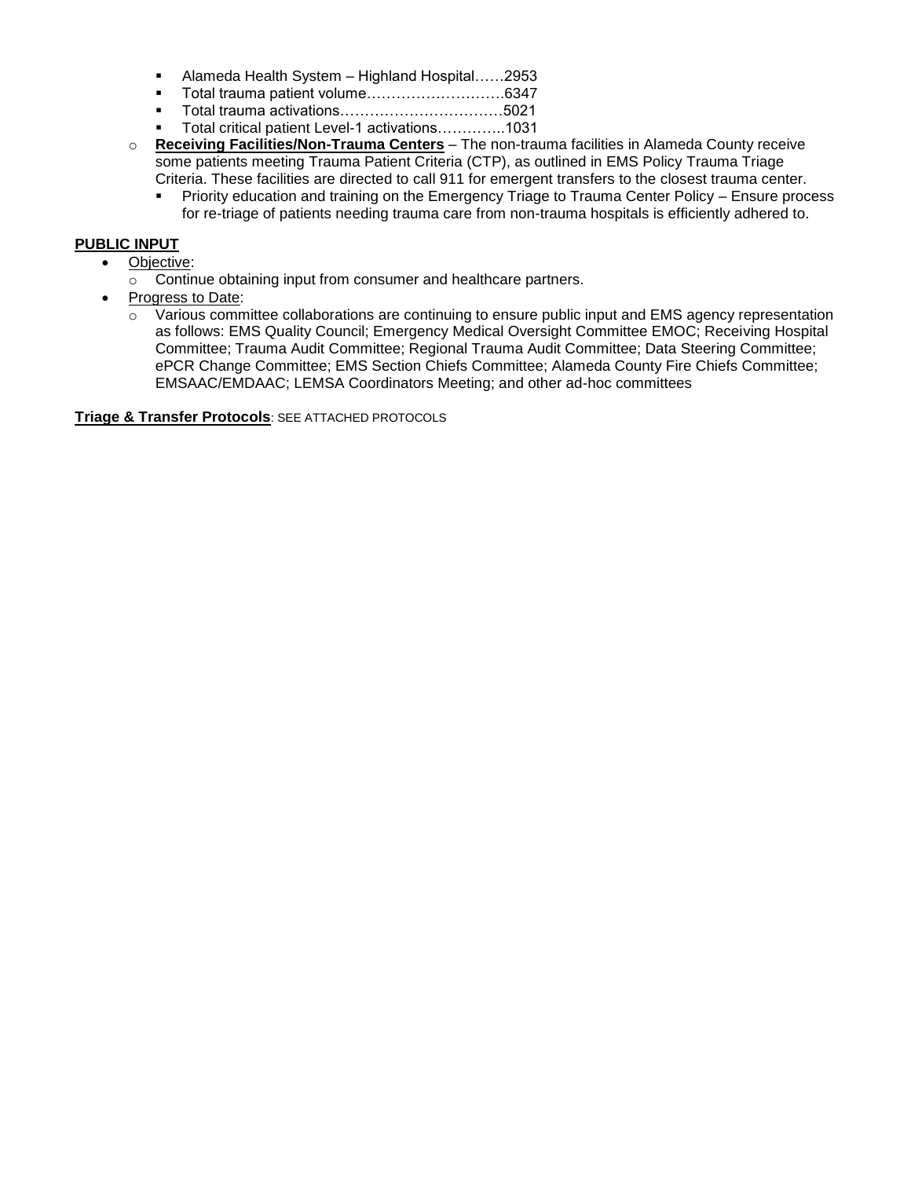- Alameda Health System – Highland Hospital……2953
        - Total trauma patient volume……………………….6347
        - Total trauma activations……………………………5021
        - Total critical patient Level-1 activations…………..1031
    - **Receiving Facilities/Non-Trauma Centers** – The non-trauma facilities in Alameda County receive some patients meeting Trauma Patient Criteria (CTP), as outlined in EMS Policy Trauma Triage Criteria. These facilities are directed to call 911 for emergent transfers to the closest trauma center.
        - Priority education and training on the Emergency Triage to Trauma Center Policy – Ensure process for re-triage of patients needing trauma care from non-trauma hospitals is efficiently adhered to.

**PUBLIC INPUT**

- Objective:
    - Continue obtaining input from consumer and healthcare partners.
- Progress to Date:
    - Various committee collaborations are continuing to ensure public input and EMS agency representation as follows: EMS Quality Council; Emergency Medical Oversight Committee EMOC; Receiving Hospital Committee; Trauma Audit Committee; Regional Trauma Audit Committee; Data Steering Committee; ePCR Change Committee; EMS Section Chiefs Committee; Alameda County Fire Chiefs Committee; EMSAAC/EMDAAC; LEMSA Coordinators Meeting; and other ad-hoc committees

**Triage & Transfer Protocols**: SEE ATTACHED PROTOCOLS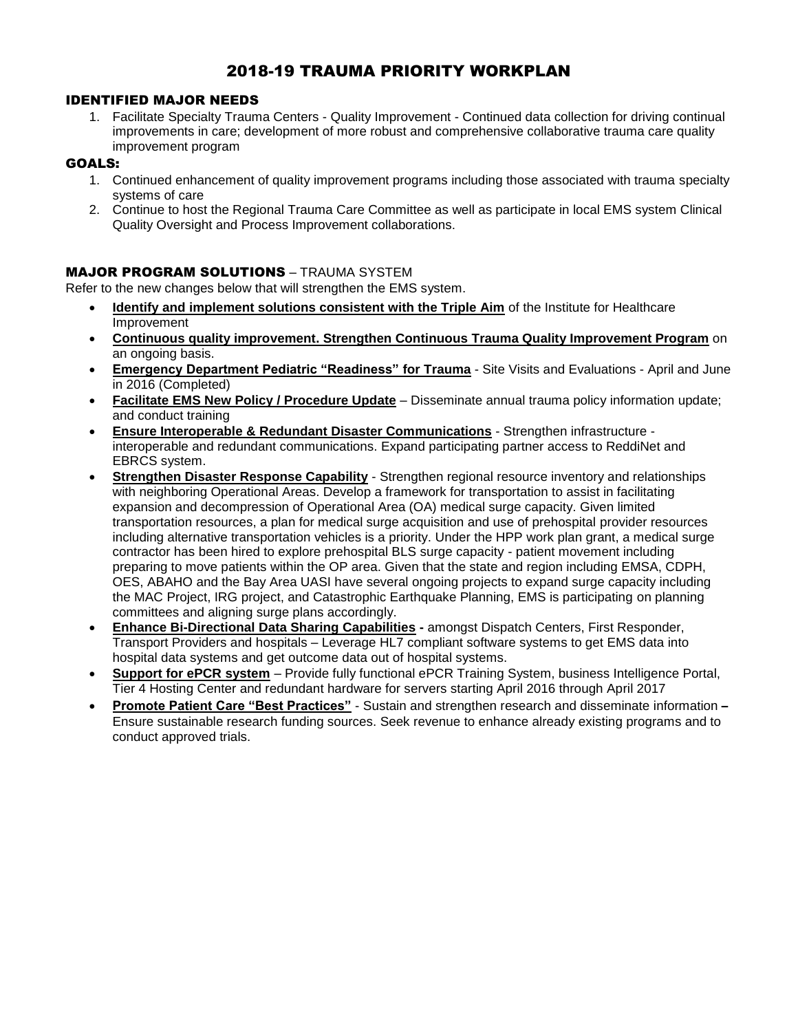# 2018-19 TRAUMA PRIORITY WORKPLAN

## IDENTIFIED MAJOR NEEDS

1. Facilitate Specialty Trauma Centers - Quality Improvement - Continued data collection for driving continual improvements in care; development of more robust and comprehensive collaborative trauma care quality improvement program

## GOALS:

1. Continued enhancement of quality improvement programs including those associated with trauma specialty systems of care
2. Continue to host the Regional Trauma Care Committee as well as participate in local EMS system Clinical Quality Oversight and Process Improvement collaborations.

## MAJOR PROGRAM SOLUTIONS – TRAUMA SYSTEM

Refer to the new changes below that will strengthen the EMS system.

- **Identify and implement solutions consistent with the Triple Aim** of the Institute for Healthcare Improvement
- **Continuous quality improvement. Strengthen Continuous Trauma Quality Improvement Program** on an ongoing basis.
- **Emergency Department Pediatric "Readiness" for Trauma** - Site Visits and Evaluations - April and June in 2016 (Completed)
- **Facilitate EMS New Policy / Procedure Update** – Disseminate annual trauma policy information update; and conduct training
- **Ensure Interoperable & Redundant Disaster Communications** - Strengthen infrastructure - interoperable and redundant communications. Expand participating partner access to ReddiNet and EBRCS system.
- **Strengthen Disaster Response Capability** - Strengthen regional resource inventory and relationships with neighboring Operational Areas. Develop a framework for transportation to assist in facilitating expansion and decompression of Operational Area (OA) medical surge capacity. Given limited transportation resources, a plan for medical surge acquisition and use of prehospital provider resources including alternative transportation vehicles is a priority. Under the HPP work plan grant, a medical surge contractor has been hired to explore prehospital BLS surge capacity - patient movement including preparing to move patients within the OP area. Given that the state and region including EMSA, CDPH, OES, ABAHO and the Bay Area UASI have several ongoing projects to expand surge capacity including the MAC Project, IRG project, and Catastrophic Earthquake Planning, EMS is participating on planning committees and aligning surge plans accordingly.
- **Enhance Bi-Directional Data Sharing Capabilities -** amongst Dispatch Centers, First Responder, Transport Providers and hospitals – Leverage HL7 compliant software systems to get EMS data into hospital data systems and get outcome data out of hospital systems.
- **Support for ePCR system** – Provide fully functional ePCR Training System, business Intelligence Portal, Tier 4 Hosting Center and redundant hardware for servers starting April 2016 through April 2017
- **Promote Patient Care "Best Practices"** - Sustain and strengthen research and disseminate information **–** Ensure sustainable research funding sources. Seek revenue to enhance already existing programs and to conduct approved trials.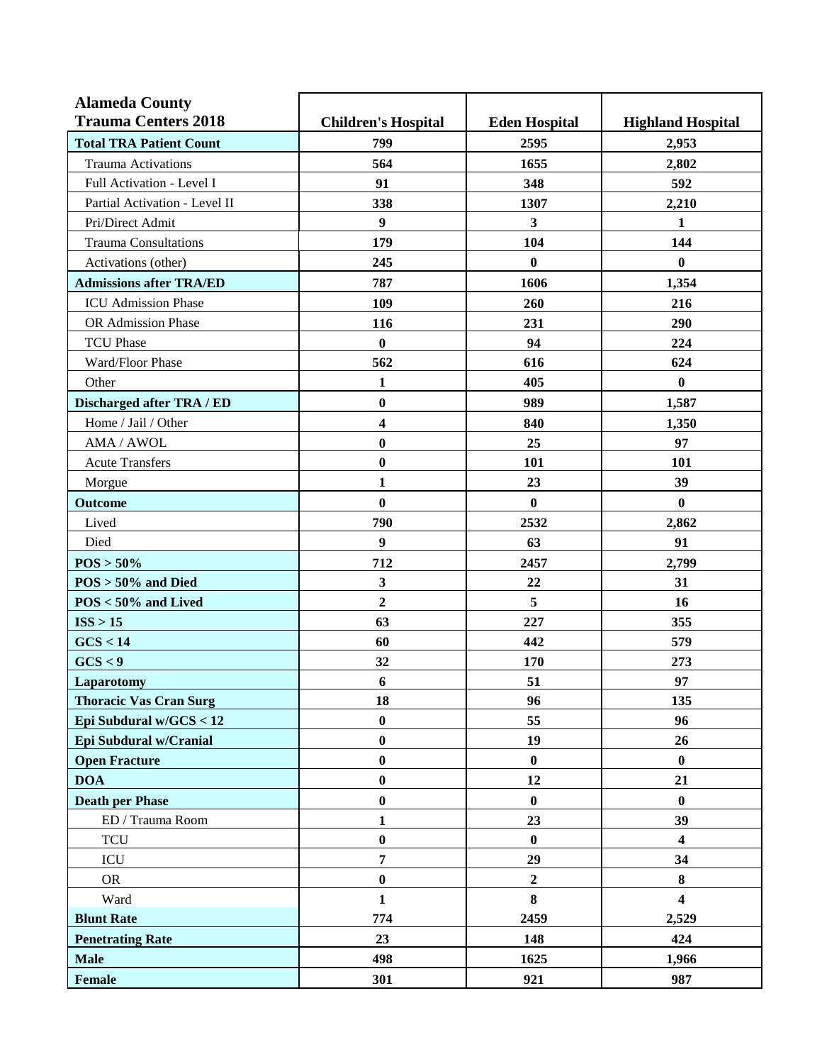| Alameda County Trauma Centers 2018 | Children's Hospital | Eden Hospital | Highland Hospital |
|---|---|---|---|
| **Total TRA Patient Count** | **799** | **2595** | **2,953** |
| Trauma Activations | **564** | **1655** | **2,802** |
| Full Activation - Level I | **91** | **348** | **592** |
| Partial Activation - Level II | **338** | **1307** | **2,210** |
| Pri/Direct Admit | **9** | **3** | **1** |
| Trauma Consultations | **179** | **104** | **144** |
| Activations (other) | **245** | **0** | **0** |
| **Admissions after TRA/ED** | **787** | **1606** | **1,354** |
| ICU Admission Phase | **109** | **260** | **216** |
| OR Admission Phase | **116** | **231** | **290** |
| TCU Phase | **0** | **94** | **224** |
| Ward/Floor Phase | **562** | **616** | **624** |
| Other | **1** | **405** | **0** |
| **Discharged after TRA / ED** | **0** | **989** | **1,587** |
| Home / Jail / Other | **4** | **840** | **1,350** |
| AMA / AWOL | **0** | **25** | **97** |
| Acute Transfers | **0** | **101** | **101** |
| Morgue | **1** | **23** | **39** |
| **Outcome** | **0** | **0** | **0** |
| Lived | **790** | **2532** | **2,862** |
| Died | **9** | **63** | **91** |
| **POS > 50%** | **712** | **2457** | **2,799** |
| **POS > 50% and Died** | **3** | **22** | **31** |
| **POS < 50% and Lived** | **2** | **5** | **16** |
| **ISS > 15** | **63** | **227** | **355** |
| **GCS < 14** | **60** | **442** | **579** |
| **GCS < 9** | **32** | **170** | **273** |
| **Laparotomy** | **6** | **51** | **97** |
| **Thoracic Vas Cran Surg** | **18** | **96** | **135** |
| **Epi Subdural w/GCS < 12** | **0** | **55** | **96** |
| **Epi Subdural w/Cranial** | **0** | **19** | **26** |
| **Open Fracture** | **0** | **0** | **0** |
| **DOA** | **0** | **12** | **21** |
| **Death per Phase** | **0** | **0** | **0** |
| ED / Trauma Room | **1** | **23** | **39** |
| TCU | **0** | **0** | **4** |
| ICU | **7** | **29** | **34** |
| OR | **0** | **2** | **8** |
| Ward | **1** | **8** | **4** |
| **Blunt Rate** | **774** | **2459** | **2,529** |
| **Penetrating Rate** | **23** | **148** | **424** |
| **Male** | **498** | **1625** | **1,966** |
| **Female** | **301** | **921** | **987** |